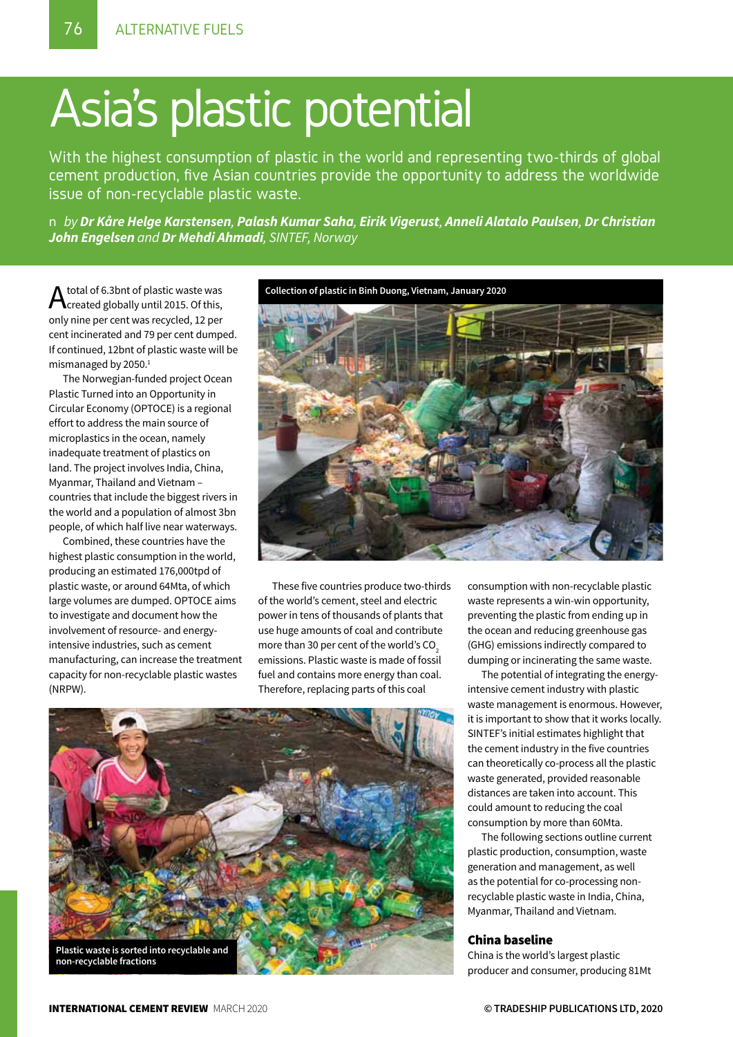# Asia's plastic potential

With the highest consumption of plastic in the world and representing two-thirds of global cement production, five Asian countries provide the opportunity to address the worldwide issue of non-recyclable plastic waste.

■ *by* ***Dr Kåre Helge Karstensen, Palash Kumar Saha, Eirik Vigerust, Anneli Alatalo Paulsen, Dr Christian John Engelsen*** *and* ***Dr Mehdi Ahmadi****, SINTEF, Norway*

A total of 6.3bnt of plastic waste was created globally until 2015. Of this, only nine per cent was recycled, 12 per cent incinerated and 79 per cent dumped. If continued, 12bnt of plastic waste will be mismanaged by 2050.[1]

The Norwegian-funded project Ocean Plastic Turned into an Opportunity in Circular Economy (OPTOCE) is a regional effort to address the main source of microplastics in the ocean, namely inadequate treatment of plastics on land. The project involves India, China, Myanmar, Thailand and Vietnam – countries that include the biggest rivers in the world and a population of almost 3bn people, of which half live near waterways.

Combined, these countries have the highest plastic consumption in the world, producing an estimated 176,000tpd of plastic waste, or around 64Mta, of which large volumes are dumped. OPTOCE aims to investigate and document how the involvement of resource- and energy-intensive industries, such as cement manufacturing, can increase the treatment capacity for non-recyclable plastic wastes (NRPW).

Collection of plastic in Binh Duong, Vietnam, January 2020

These five countries produce two-thirds of the world's cement, steel and electric power in tens of thousands of plants that use huge amounts of coal and contribute more than 30 per cent of the world's $CO_2$ emissions. Plastic waste is made of fossil fuel and contains more energy than coal. Therefore, replacing parts of this coal consumption with non-recyclable plastic waste represents a win-win opportunity, preventing the plastic from ending up in the ocean and reducing greenhouse gas (GHG) emissions indirectly compared to dumping or incinerating the same waste.

Plastic waste is sorted into recyclable and non-recyclable fractions

The potential of integrating the energy-intensive cement industry with plastic waste management is enormous. However, it is important to show that it works locally. SINTEF's initial estimates highlight that the cement industry in the five countries can theoretically co-process all the plastic waste generated, provided reasonable distances are taken into account. This could amount to reducing the coal consumption by more than 60Mta.

The following sections outline current plastic production, consumption, waste generation and management, as well as the potential for co-processing non-recyclable plastic waste in India, China, Myanmar, Thailand and Vietnam.

## China baseline

China is the world's largest plastic producer and consumer, producing 81Mt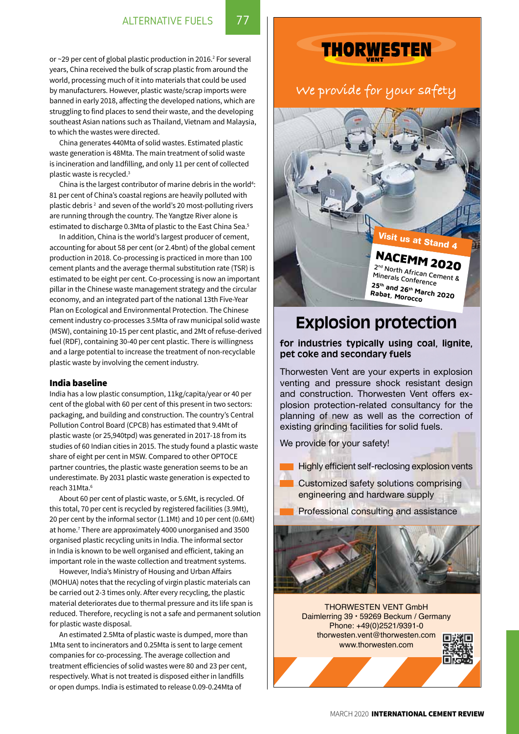or ~29 per cent of global plastic production in 2016.[2] For several years, China received the bulk of scrap plastic from around the world, processing much of it into materials that could be used by manufacturers. However, plastic waste/scrap imports were banned in early 2018, affecting the developed nations, which are struggling to find places to send their waste, and the developing southeast Asian nations such as Thailand, Vietnam and Malaysia, to which the wastes were directed.

China generates 440Mta of solid wastes. Estimated plastic waste generation is 48Mta. The main treatment of solid waste is incineration and landfilling, and only 11 per cent of collected plastic waste is recycled.[3]

China is the largest contributor of marine debris in the world[4]: 81 per cent of China's coastal regions are heavily polluted with plastic debris [2] and seven of the world's 20 most-polluting rivers are running through the country. The Yangtze River alone is estimated to discharge 0.3Mta of plastic to the East China Sea.[5]

In addition, China is the world's largest producer of cement, accounting for about 58 per cent (or 2.4bnt) of the global cement production in 2018. Co-processing is practiced in more than 100 cement plants and the average thermal substitution rate (TSR) is estimated to be eight per cent. Co-processing is now an important pillar in the Chinese waste management strategy and the circular economy, and an integrated part of the national 13th Five-Year Plan on Ecological and Environmental Protection. The Chinese cement industry co-processes 3.5Mta of raw municipal solid waste (MSW), containing 10-15 per cent plastic, and 2Mt of refuse-derived fuel (RDF), containing 30-40 per cent plastic. There is willingness and a large potential to increase the treatment of non-recyclable plastic waste by involving the cement industry.

## India baseline

India has a low plastic consumption, 11kg/capita/year or 40 per cent of the global with 60 per cent of this present in two sectors: packaging, and building and construction. The country's Central Pollution Control Board (CPCB) has estimated that 9.4Mt of plastic waste (or 25,940tpd) was generated in 2017-18 from its studies of 60 Indian cities in 2015. The study found a plastic waste share of eight per cent in MSW. Compared to other OPTOCE partner countries, the plastic waste generation seems to be an underestimate. By 2031 plastic waste generation is expected to reach 31Mta.[6]

About 60 per cent of plastic waste, or 5.6Mt, is recycled. Of this total, 70 per cent is recycled by registered facilities (3.9Mt), 20 per cent by the informal sector (1.1Mt) and 10 per cent (0.6Mt) at home.[7] There are approximately 4000 unorganised and 3500 organised plastic recycling units in India. The informal sector in India is known to be well organised and efficient, taking an important role in the waste collection and treatment systems.

However, India's Ministry of Housing and Urban Affairs (MOHUA) notes that the recycling of virgin plastic materials can be carried out 2-3 times only. After every recycling, the plastic material deteriorates due to thermal pressure and its life span is reduced. Therefore, recycling is not a safe and permanent solution for plastic waste disposal.

An estimated 2.5Mta of plastic waste is dumped, more than 1Mta sent to incinerators and 0.25Mta is sent to large cement companies for co-processing. The average collection and treatment efficiencies of solid wastes were 80 and 23 per cent, respectively. What is not treated is disposed either in landfills or open dumps. India is estimated to release 0.09-0.24Mta of

THORWESTEN VENT

We provide for your safety

Visit us at Stand 4

NACEMM 2020
2nd North African Cement & Minerals Conference
25th and 26th March 2020
Rabat, Morocco

# Explosion protection

**for industries typically using coal, lignite, pet coke and secondary fuels**

Thorwesten Vent are your experts in explosion venting and pressure shock resistant design and construction. Thorwesten Vent offers explosion protection-related consultancy for the planning of new as well as the correction of existing grinding facilities for solid fuels.

We provide for your safety!

- Highly efficient self-reclosing explosion vents
- Customized safety solutions comprising engineering and hardware supply
- Professional consulting and assistance

THORWESTEN VENT GmbH
Daimlerring 39 • 59269 Beckum / Germany
Phone: +49(0)2521/9391-0
thorwesten.vent@thorwesten.com
www.thorwesten.com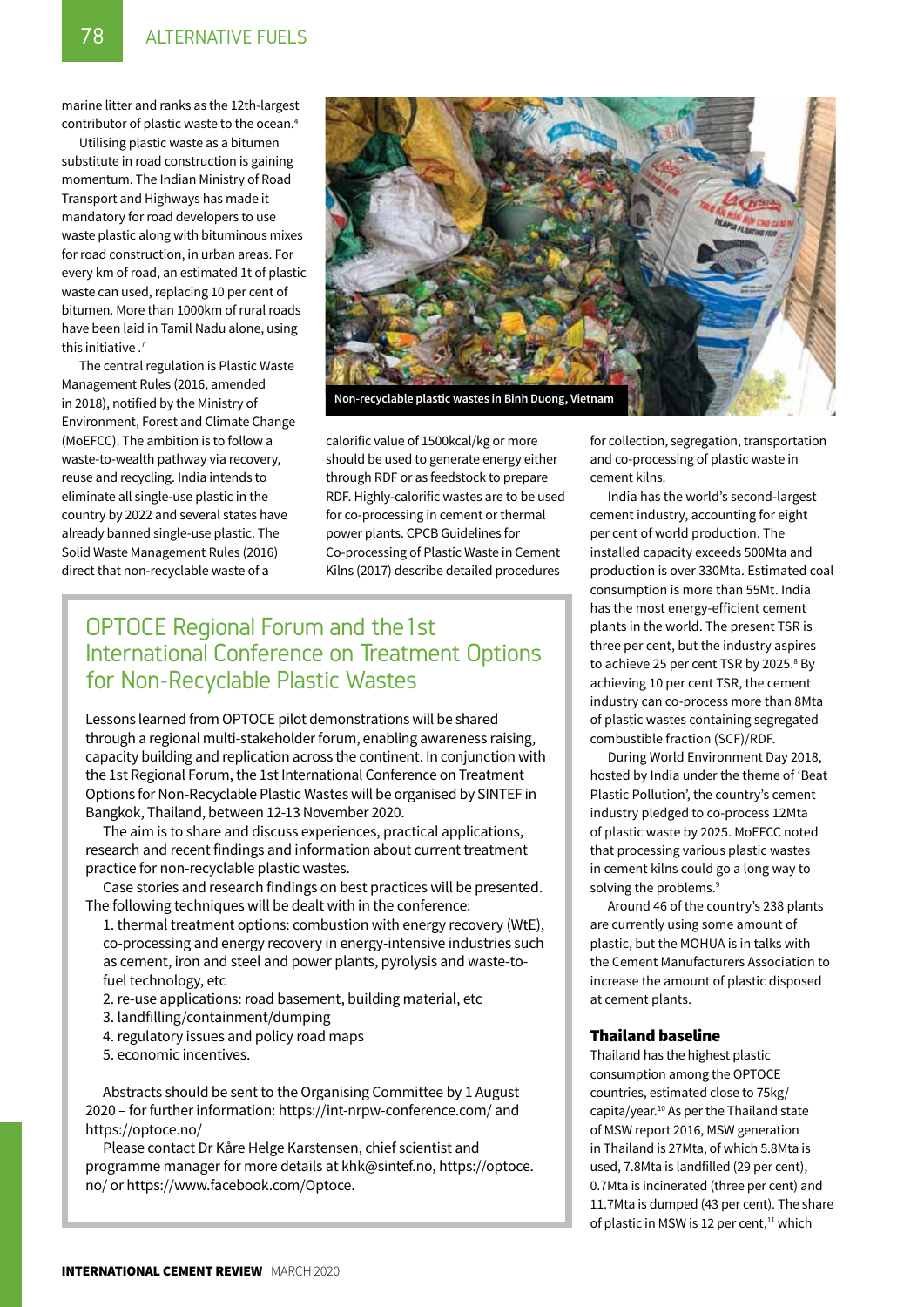marine litter and ranks as the 12th-largest contributor of plastic waste to the ocean.[4]

Utilising plastic waste as a bitumen substitute in road construction is gaining momentum. The Indian Ministry of Road Transport and Highways has made it mandatory for road developers to use waste plastic along with bituminous mixes for road construction, in urban areas. For every km of road, an estimated 1t of plastic waste can used, replacing 10 per cent of bitumen. More than 1000km of rural roads have been laid in Tamil Nadu alone, using this initiative .[7]

The central regulation is Plastic Waste Management Rules (2016, amended in 2018), notified by the Ministry of Environment, Forest and Climate Change (MoEFCC). The ambition is to follow a waste-to-wealth pathway via recovery, reuse and recycling. India intends to eliminate all single-use plastic in the country by 2022 and several states have already banned single-use plastic. The Solid Waste Management Rules (2016) direct that non-recyclable waste of a calorific value of 1500kcal/kg or more should be used to generate energy either through RDF or as feedstock to prepare RDF. Highly-calorific wastes are to be used for co-processing in cement or thermal power plants. CPCB Guidelines for Co-processing of Plastic Waste in Cement Kilns (2017) describe detailed procedures for collection, segregation, transportation and co-processing of plastic waste in cement kilns.

Non-recyclable plastic wastes in Binh Duong, Vietnam

India has the world's second-largest cement industry, accounting for eight per cent of world production. The installed capacity exceeds 500Mta and production is over 330Mta. Estimated coal consumption is more than 55Mt. India has the most energy-efficient cement plants in the world. The present TSR is three per cent, but the industry aspires to achieve 25 per cent TSR by 2025.[8] By achieving 10 per cent TSR, the cement industry can co-process more than 8Mta of plastic wastes containing segregated combustible fraction (SCF)/RDF.

During World Environment Day 2018, hosted by India under the theme of 'Beat Plastic Pollution', the country's cement industry pledged to co-process 12Mta of plastic waste by 2025. MoEFCC noted that processing various plastic wastes in cement kilns could go a long way to solving the problems.[9]

Around 46 of the country's 238 plants are currently using some amount of plastic, but the MOHUA is in talks with the Cement Manufacturers Association to increase the amount of plastic disposed at cement plants.

## OPTOCE Regional Forum and the 1st International Conference on Treatment Options for Non-Recyclable Plastic Wastes

Lessons learned from OPTOCE pilot demonstrations will be shared through a regional multi-stakeholder forum, enabling awareness raising, capacity building and replication across the continent. In conjunction with the 1st Regional Forum, the 1st International Conference on Treatment Options for Non-Recyclable Plastic Wastes will be organised by SINTEF in Bangkok, Thailand, between 12-13 November 2020.

The aim is to share and discuss experiences, practical applications, research and recent findings and information about current treatment practice for non-recyclable plastic wastes.

Case stories and research findings on best practices will be presented. The following techniques will be dealt with in the conference:

1. thermal treatment options: combustion with energy recovery (WtE), co-processing and energy recovery in energy-intensive industries such as cement, iron and steel and power plants, pyrolysis and waste-to-fuel technology, etc
2. re-use applications: road basement, building material, etc
3. landfilling/containment/dumping
4. regulatory issues and policy road maps
5. economic incentives.

Abstracts should be sent to the Organising Committee by 1 August 2020 – for further information: https://int-nrpw-conference.com/ and https://optoce.no/

Please contact Dr Kåre Helge Karstensen, chief scientist and programme manager for more details at khk@sintef.no, https://optoce.no/ or https://www.facebook.com/Optoce.

### Thailand baseline

Thailand has the highest plastic consumption among the OPTOCE countries, estimated close to 75kg/capita/year.[10] As per the Thailand state of MSW report 2016, MSW generation in Thailand is 27Mta, of which 5.8Mta is used, 7.8Mta is landfilled (29 per cent), 0.7Mta is incinerated (three per cent) and 11.7Mta is dumped (43 per cent). The share of plastic in MSW is 12 per cent,[11] which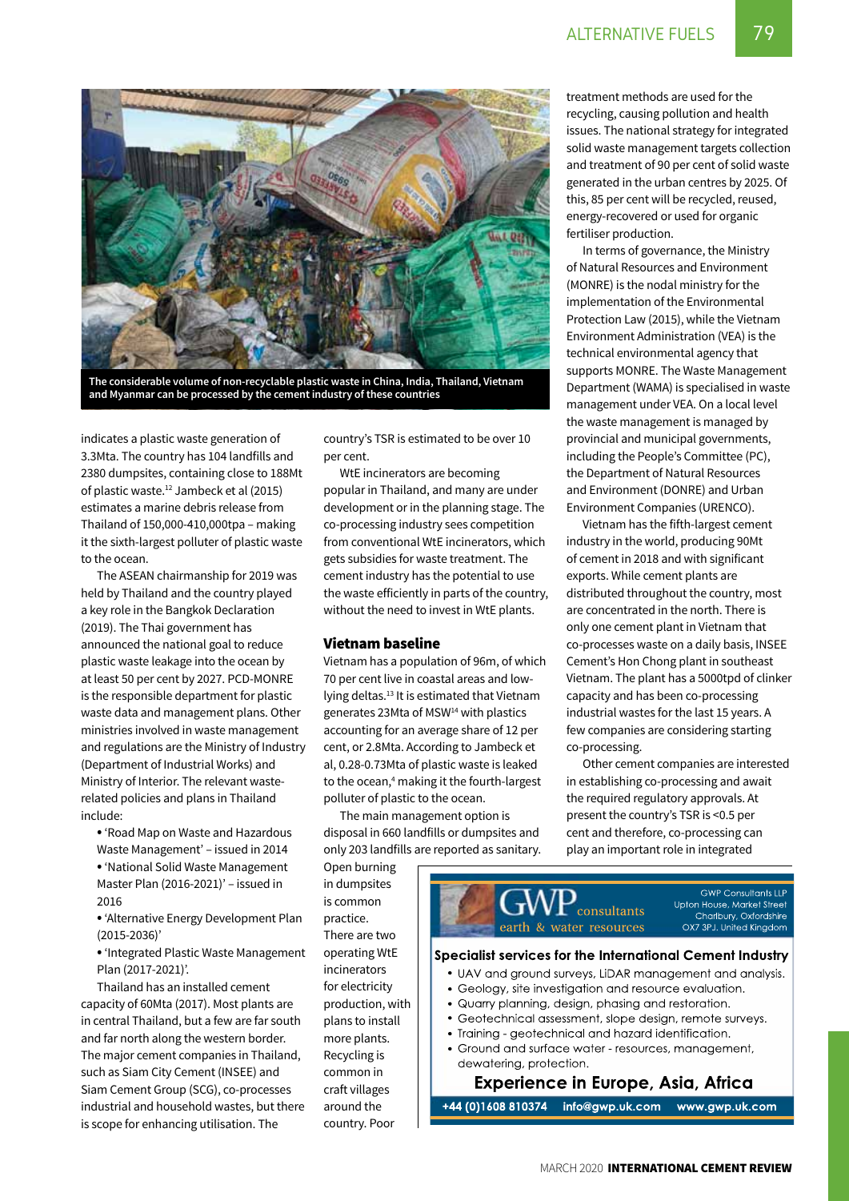The considerable volume of non-recyclable plastic waste in China, India, Thailand, Vietnam and Myanmar can be processed by the cement industry of these countries

indicates a plastic waste generation of 3.3Mta. The country has 104 landfills and 2380 dumpsites, containing close to 188Mt of plastic waste.[12] Jambeck et al (2015) estimates a marine debris release from Thailand of 150,000-410,000tpa – making it the sixth-largest polluter of plastic waste to the ocean.

The ASEAN chairmanship for 2019 was held by Thailand and the country played a key role in the Bangkok Declaration (2019). The Thai government has announced the national goal to reduce plastic waste leakage into the ocean by at least 50 per cent by 2027. PCD-MONRE is the responsible department for plastic waste data and management plans. Other ministries involved in waste management and regulations are the Ministry of Industry (Department of Industrial Works) and Ministry of Interior. The relevant waste-related policies and plans in Thailand include:

- 'Road Map on Waste and Hazardous Waste Management' – issued in 2014
- 'National Solid Waste Management Master Plan (2016-2021)' – issued in 2016
- 'Alternative Energy Development Plan (2015-2036)'
- 'Integrated Plastic Waste Management Plan (2017-2021)'.

Thailand has an installed cement capacity of 60Mta (2017). Most plants are in central Thailand, but a few are far south and far north along the western border. The major cement companies in Thailand, such as Siam City Cement (INSEE) and Siam Cement Group (SCG), co-processes industrial and household wastes, but there is scope for enhancing utilisation. The country's TSR is estimated to be over 10 per cent.

WtE incinerators are becoming popular in Thailand, and many are under development or in the planning stage. The co-processing industry sees competition from conventional WtE incinerators, which gets subsidies for waste treatment. The cement industry has the potential to use the waste efficiently in parts of the country, without the need to invest in WtE plants.

## Vietnam baseline

Vietnam has a population of 96m, of which 70 per cent live in coastal areas and low-lying deltas.[13] It is estimated that Vietnam generates 23Mta of MSW[14] with plastics accounting for an average share of 12 per cent, or 2.8Mta. According to Jambeck et al, 0.28-0.73Mta of plastic waste is leaked to the ocean,[4] making it the fourth-largest polluter of plastic to the ocean.

The main management option is disposal in 660 landfills or dumpsites and only 203 landfills are reported as sanitary. Open burning in dumpsites is common practice. There are two operating WtE incinerators for electricity production, with plans to install more plants. Recycling is common in craft villages around the country. Poor treatment methods are used for the recycling, causing pollution and health issues. The national strategy for integrated solid waste management targets collection and treatment of 90 per cent of solid waste generated in the urban centres by 2025. Of this, 85 per cent will be recycled, reused, energy-recovered or used for organic fertiliser production.

In terms of governance, the Ministry of Natural Resources and Environment (MONRE) is the nodal ministry for the implementation of the Environmental Protection Law (2015), while the Vietnam Environment Administration (VEA) is the technical environmental agency that supports MONRE. The Waste Management Department (WAMA) is specialised in waste management under VEA. On a local level the waste management is managed by provincial and municipal governments, including the People's Committee (PC), the Department of Natural Resources and Environment (DONRE) and Urban Environment Companies (URENCO).

Vietnam has the fifth-largest cement industry in the world, producing 90Mt of cement in 2018 and with significant exports. While cement plants are distributed throughout the country, most are concentrated in the north. There is only one cement plant in Vietnam that co-processes waste on a daily basis, INSEE Cement's Hon Chong plant in southeast Vietnam. The plant has a 5000tpd of clinker capacity and has been co-processing industrial wastes for the last 15 years. A few companies are considering starting co-processing.

Other cement companies are interested in establishing co-processing and await the required regulatory approvals. At present the country's TSR is <0.5 per cent and therefore, co-processing can play an important role in integrated

GWP consultants – earth & water resources
GWP Consultants LLP, Upton House, Market Street, Charlbury, Oxfordshire OX7 3PJ. United Kingdom

**Specialist services for the International Cement Industry**

- UAV and ground surveys, LiDAR management and analysis.
- Geology, site investigation and resource evaluation.
- Quarry planning, design, phasing and restoration.
- Geotechnical assessment, slope design, remote surveys.
- Training - geotechnical and hazard identification.
- Ground and surface water - resources, management, dewatering, protection.

**Experience in Europe, Asia, Africa**

+44 (0)1608 810374 info@gwp.uk.com www.gwp.uk.com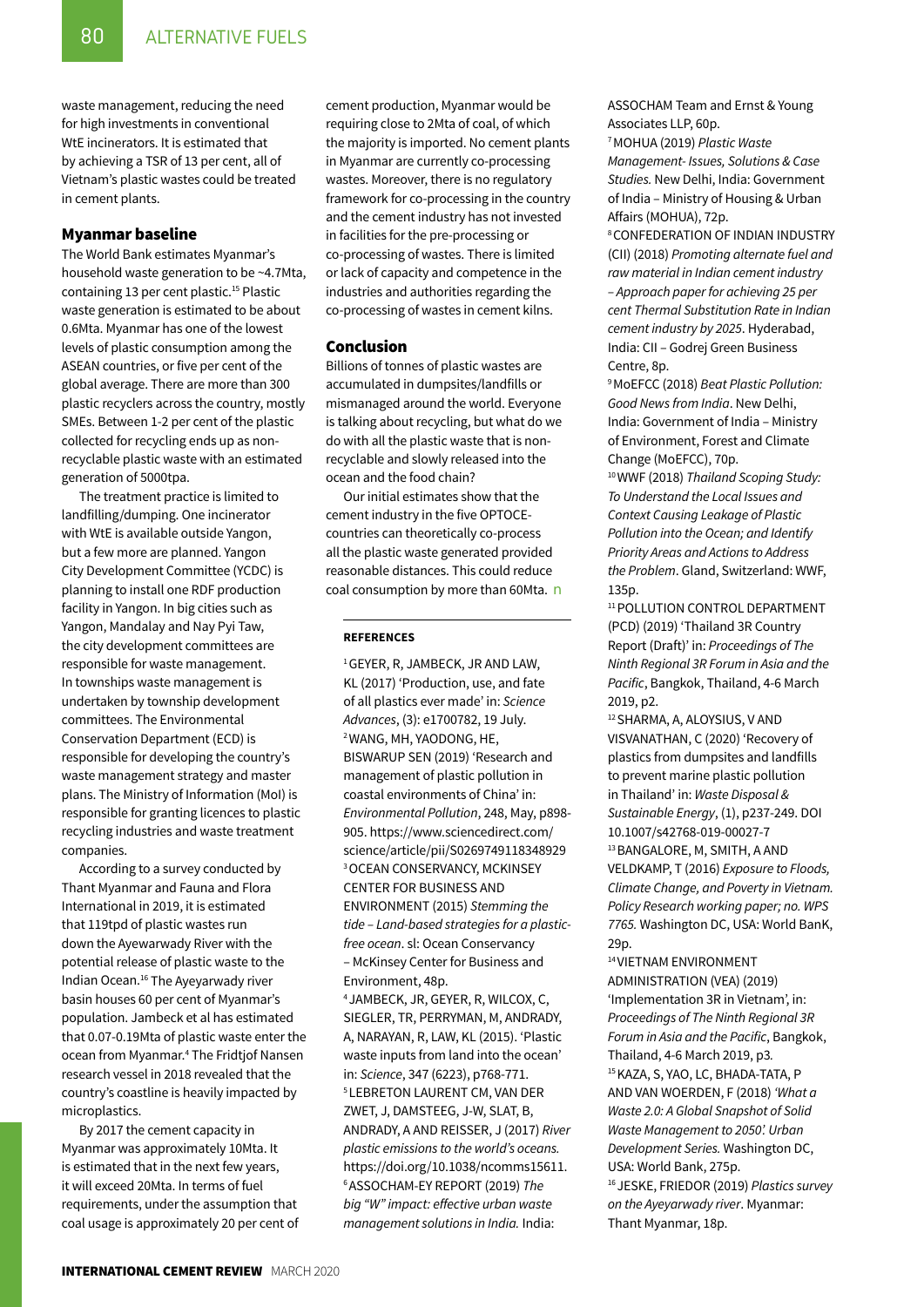waste management, reducing the need for high investments in conventional WtE incinerators. It is estimated that by achieving a TSR of 13 per cent, all of Vietnam's plastic wastes could be treated in cement plants.

## Myanmar baseline

The World Bank estimates Myanmar's household waste generation to be ~4.7Mta, containing 13 per cent plastic.[15] Plastic waste generation is estimated to be about 0.6Mta. Myanmar has one of the lowest levels of plastic consumption among the ASEAN countries, or five per cent of the global average. There are more than 300 plastic recyclers across the country, mostly SMEs. Between 1-2 per cent of the plastic collected for recycling ends up as non-recyclable plastic waste with an estimated generation of 5000tpa.

The treatment practice is limited to landfilling/dumping. One incinerator with WtE is available outside Yangon, but a few more are planned. Yangon City Development Committee (YCDC) is planning to install one RDF production facility in Yangon. In big cities such as Yangon, Mandalay and Nay Pyi Taw, the city development committees are responsible for waste management. In townships waste management is undertaken by township development committees. The Environmental Conservation Department (ECD) is responsible for developing the country's waste management strategy and master plans. The Ministry of Information (MoI) is responsible for granting licences to plastic recycling industries and waste treatment companies.

According to a survey conducted by Thant Myanmar and Fauna and Flora International in 2019, it is estimated that 119tpd of plastic wastes run down the Ayewarwady River with the potential release of plastic waste to the Indian Ocean.[16] The Ayeyarwady river basin houses 60 per cent of Myanmar's population. Jambeck et al has estimated that 0.07-0.19Mta of plastic waste enter the ocean from Myanmar.[4] The Fridtjof Nansen research vessel in 2018 revealed that the country's coastline is heavily impacted by microplastics.

By 2017 the cement capacity in Myanmar was approximately 10Mta. It is estimated that in the next few years, it will exceed 20Mta. In terms of fuel requirements, under the assumption that coal usage is approximately 20 per cent of cement production, Myanmar would be requiring close to 2Mta of coal, of which the majority is imported. No cement plants in Myanmar are currently co-processing wastes. Moreover, there is no regulatory framework for co-processing in the country and the cement industry has not invested in facilities for the pre-processing or co-processing of wastes. There is limited or lack of capacity and competence in the industries and authorities regarding the co-processing of wastes in cement kilns.

## Conclusion

Billions of tonnes of plastic wastes are accumulated in dumpsites/landfills or mismanaged around the world. Everyone is talking about recycling, but what do we do with all the plastic waste that is non-recyclable and slowly released into the ocean and the food chain?

Our initial estimates show that the cement industry in the five OPTOCE-countries can theoretically co-process all the plastic waste generated provided reasonable distances. This could reduce coal consumption by more than 60Mta. ■

### REFERENCES

[1] GEYER, R, JAMBECK, JR AND LAW, KL (2017) 'Production, use, and fate of all plastics ever made' in: *Science Advances*, (3): e1700782, 19 July.

[2] WANG, MH, YAODONG, HE, BISWARUP SEN (2019) 'Research and management of plastic pollution in coastal environments of China' in: *Environmental Pollution*, 248, May, p898-905. https://www.sciencedirect.com/science/article/pii/S0269749118348929

[3] OCEAN CONSERVANCY, MCKINSEY CENTER FOR BUSINESS AND ENVIRONMENT (2015) *Stemming the tide – Land-based strategies for a plastic-free ocean*. sl: Ocean Conservancy – McKinsey Center for Business and Environment, 48p.

[4] JAMBECK, JR, GEYER, R, WILCOX, C, SIEGLER, TR, PERRYMAN, M, ANDRADY, A, NARAYAN, R, LAW, KL (2015). 'Plastic waste inputs from land into the ocean' in: *Science*, 347 (6223), p768-771.

[5] LEBRETON LAURENT CM, VAN DER ZWET, J, DAMSTEEG, J-W, SLAT, B, ANDRADY, A AND REISSER, J (2017) *River plastic emissions to the world's oceans.* https://doi.org/10.1038/ncomms15611.

[6] ASSOCHAM-EY REPORT (2019) *The big "W" impact: effective urban waste management solutions in India.* India: ASSOCHAM Team and Ernst & Young Associates LLP, 60p.

[7] MOHUA (2019) *Plastic Waste Management- Issues, Solutions & Case Studies.* New Delhi, India: Government of India – Ministry of Housing & Urban Affairs (MOHUA), 72p.

[8] CONFEDERATION OF INDIAN INDUSTRY (CII) (2018) *Promoting alternate fuel and raw material in Indian cement industry – Approach paper for achieving 25 per cent Thermal Substitution Rate in Indian cement industry by 2025*. Hyderabad, India: CII – Godrej Green Business Centre, 8p.

[9] MoEFCC (2018) *Beat Plastic Pollution: Good News from India*. New Delhi, India: Government of India – Ministry of Environment, Forest and Climate Change (MoEFCC), 70p.

[10] WWF (2018) *Thailand Scoping Study: To Understand the Local Issues and Context Causing Leakage of Plastic Pollution into the Ocean; and Identify Priority Areas and Actions to Address the Problem*. Gland, Switzerland: WWF, 135p.

[11] POLLUTION CONTROL DEPARTMENT (PCD) (2019) 'Thailand 3R Country Report (Draft)' in: *Proceedings of The Ninth Regional 3R Forum in Asia and the Pacific*, Bangkok, Thailand, 4-6 March 2019, p2.

[12] SHARMA, A, ALOYSIUS, V AND VISVANATHAN, C (2020) 'Recovery of plastics from dumpsites and landfills to prevent marine plastic pollution in Thailand' in: *Waste Disposal & Sustainable Energy*, (1), p237-249. DOI 10.1007/s42768-019-00027-7

[13] BANGALORE, M, SMITH, A AND VELDKAMP, T (2016) *Exposure to Floods, Climate Change, and Poverty in Vietnam. Policy Research working paper; no. WPS 7765.* Washington DC, USA: World BanK, 29p.

[14] VIETNAM ENVIRONMENT ADMINISTRATION (VEA) (2019) 'Implementation 3R in Vietnam', in: *Proceedings of The Ninth Regional 3R Forum in Asia and the Pacific*, Bangkok, Thailand, 4-6 March 2019, p3.

[15] KAZA, S, YAO, LC, BHADA-TATA, P AND VAN WOERDEN, F (2018) *'What a Waste 2.0: A Global Snapshot of Solid Waste Management to 2050'. Urban Development Series.* Washington DC, USA: World Bank, 275p.

[16] JESKE, FRIEDOR (2019) *Plastics survey on the Ayeyarwady river*. Myanmar: Thant Myanmar, 18p.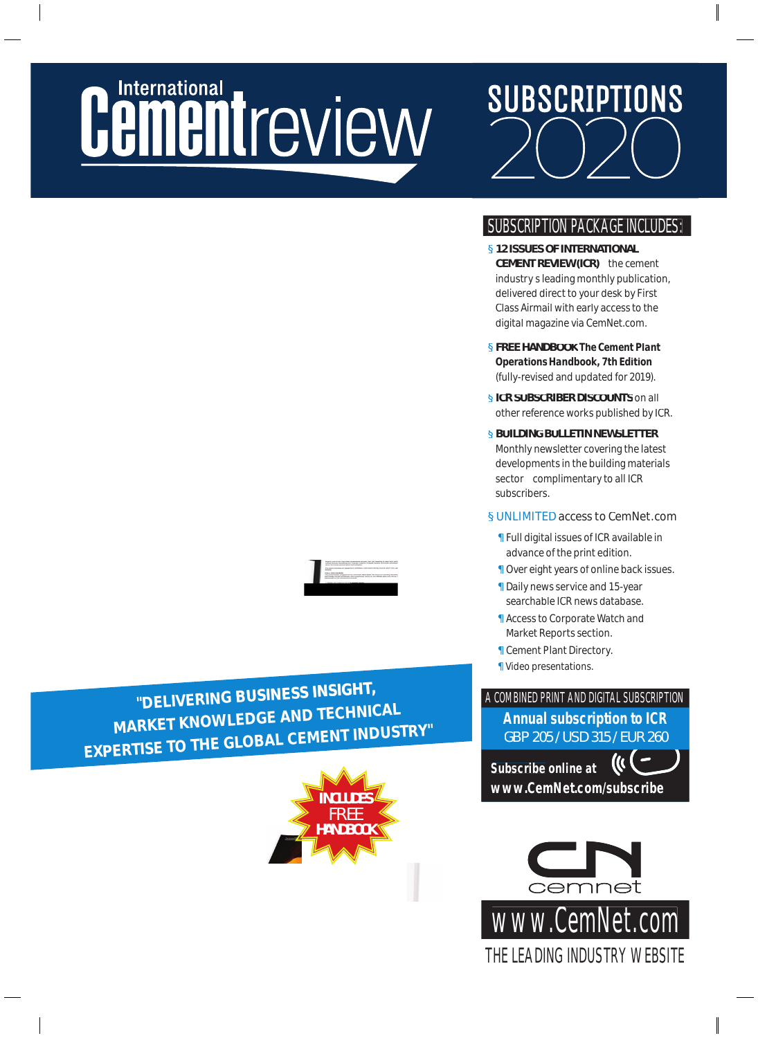# International Cementreview

# SUBSCRIPTIONS 2020

## SUBSCRIPTION PACKAGE INCLUDES:

- **12 ISSUES OF INTERNATIONAL CEMENT REVIEW (ICR)** the cement industry s leading monthly publication, delivered direct to your desk by First Class Airmail with early access to the digital magazine via CemNet.com.
- **FREE HANDBOOK *The Cement Plant Operations Handbook, 7th Edition*** (fully-revised and updated for 2019).
- **ICR SUBSCRIBER DISCOUNTS** on all other reference works published by ICR.
- **BUILDING BULLETIN NEWSLETTER** Monthly newsletter covering the latest developments in the building materials sector complimentary to all ICR subscribers.
- UNLIMITED access to CemNet.com
  - Full digital issues of ICR available in advance of the print edition.
  - Over eight years of online back issues.
  - Daily news service and 15-year searchable ICR news database.
  - Access to Corporate Watch and Market Reports section.
  - Cement Plant Directory.
  - Video presentations.

**"DELIVERING BUSINESS INSIGHT, MARKET KNOWLEDGE AND TECHNICAL EXPERTISE TO THE GLOBAL CEMENT INDUSTRY"**

INCLUDES FREE HANDBOOK

A COMBINED PRINT AND DIGITAL SUBSCRIPTION

**Annual subscription to ICR**

GBP 205 / USD 315 / EUR 260

**Subscribe online at www.CemNet.com/subscribe**

cemnet

www.CemNet.com

THE LEADING INDUSTRY WEBSITE